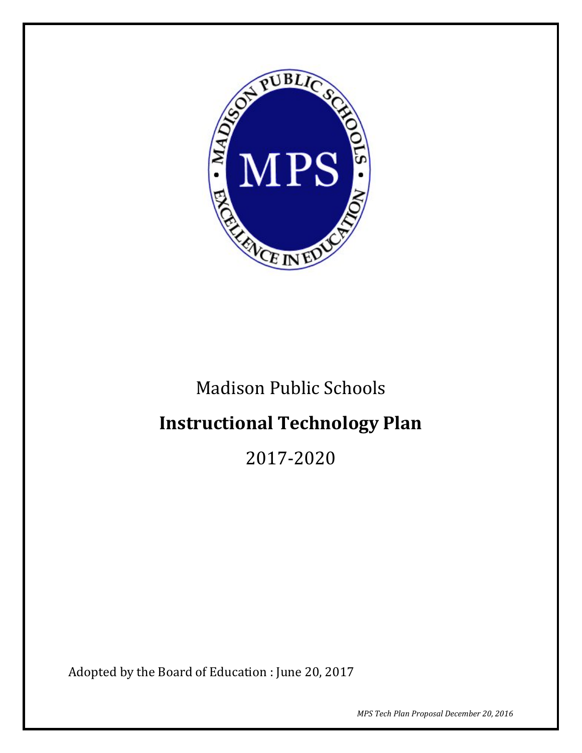Madison Public Schools

# Instructional Technology Plan

2017-2020

Adopted by the Board of Education : June 20, 2017

*MPS Tech Plan Proposal December 20, 2016*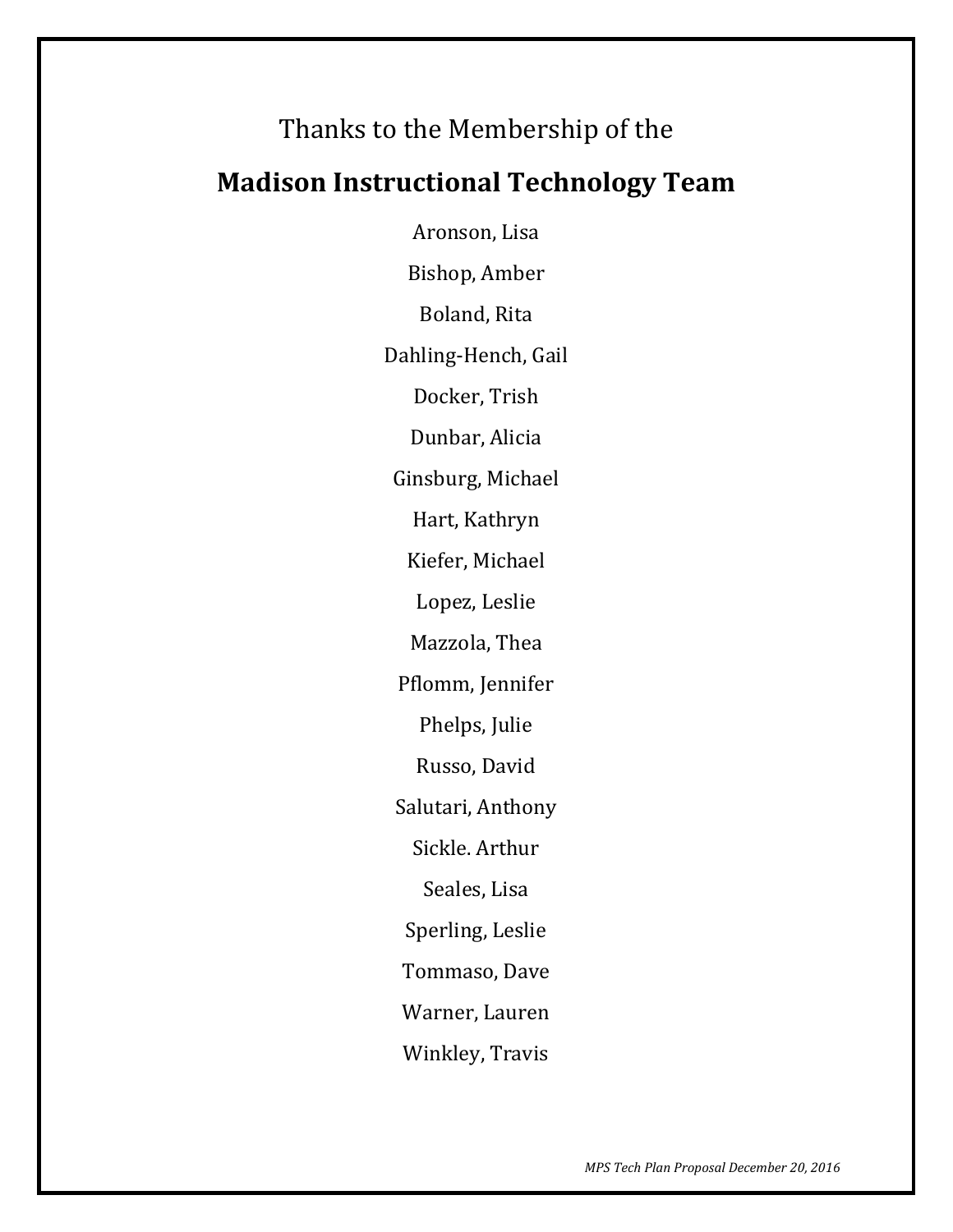Thanks to the Membership of the

## Madison Instructional Technology Team

Aronson, Lisa

Bishop, Amber

Boland, Rita

Dahling-Hench, Gail

Docker, Trish

Dunbar, Alicia

Ginsburg, Michael

Hart, Kathryn

Kiefer, Michael

Lopez, Leslie

Mazzola, Thea

Pflomm, Jennifer

Phelps, Julie

Russo, David

Salutari, Anthony

Sickle. Arthur

Seales, Lisa

Sperling, Leslie

Tommaso, Dave

Warner, Lauren

Winkley, Travis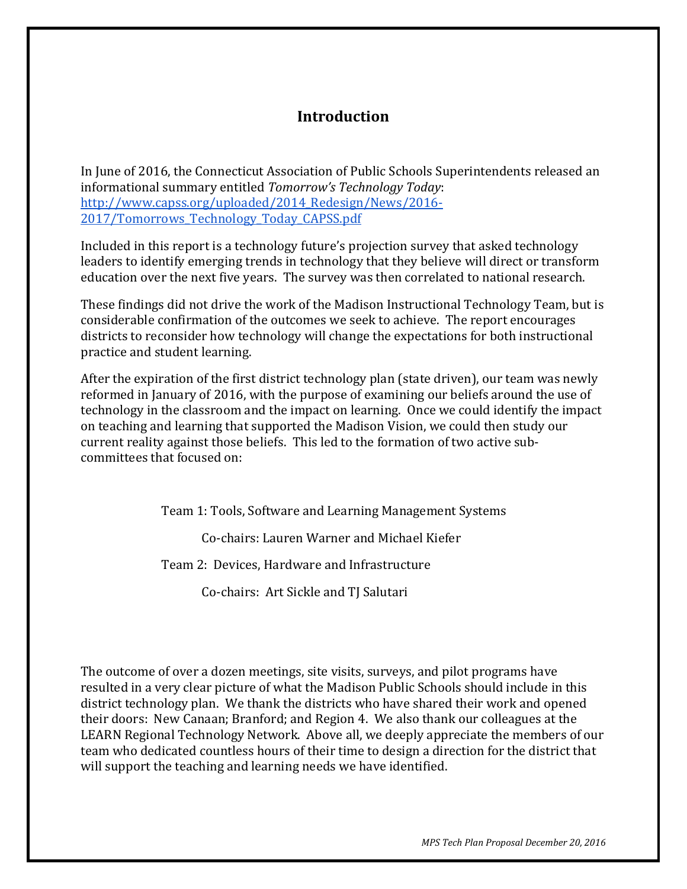# Introduction

In June of 2016, the Connecticut Association of Public Schools Superintendents released an informational summary entitled *Tomorrow's Technology Today*: [http://www.capss.org/uploaded/2014_Redesign/News/2016-2017/Tomorrows_Technology_Today_CAPSS.pdf](http://www.capss.org/uploaded/2014_Redesign/News/2016-2017/Tomorrows_Technology_Today_CAPSS.pdf)

Included in this report is a technology future's projection survey that asked technology leaders to identify emerging trends in technology that they believe will direct or transform education over the next five years. The survey was then correlated to national research.

These findings did not drive the work of the Madison Instructional Technology Team, but is considerable confirmation of the outcomes we seek to achieve. The report encourages districts to reconsider how technology will change the expectations for both instructional practice and student learning.

After the expiration of the first district technology plan (state driven), our team was newly reformed in January of 2016, with the purpose of examining our beliefs around the use of technology in the classroom and the impact on learning. Once we could identify the impact on teaching and learning that supported the Madison Vision, we could then study our current reality against those beliefs. This led to the formation of two active sub-committees that focused on:

Team 1: Tools, Software and Learning Management Systems

Co-chairs: Lauren Warner and Michael Kiefer

Team 2: Devices, Hardware and Infrastructure

Co-chairs: Art Sickle and TJ Salutari

The outcome of over a dozen meetings, site visits, surveys, and pilot programs have resulted in a very clear picture of what the Madison Public Schools should include in this district technology plan. We thank the districts who have shared their work and opened their doors: New Canaan; Branford; and Region 4. We also thank our colleagues at the LEARN Regional Technology Network. Above all, we deeply appreciate the members of our team who dedicated countless hours of their time to design a direction for the district that will support the teaching and learning needs we have identified.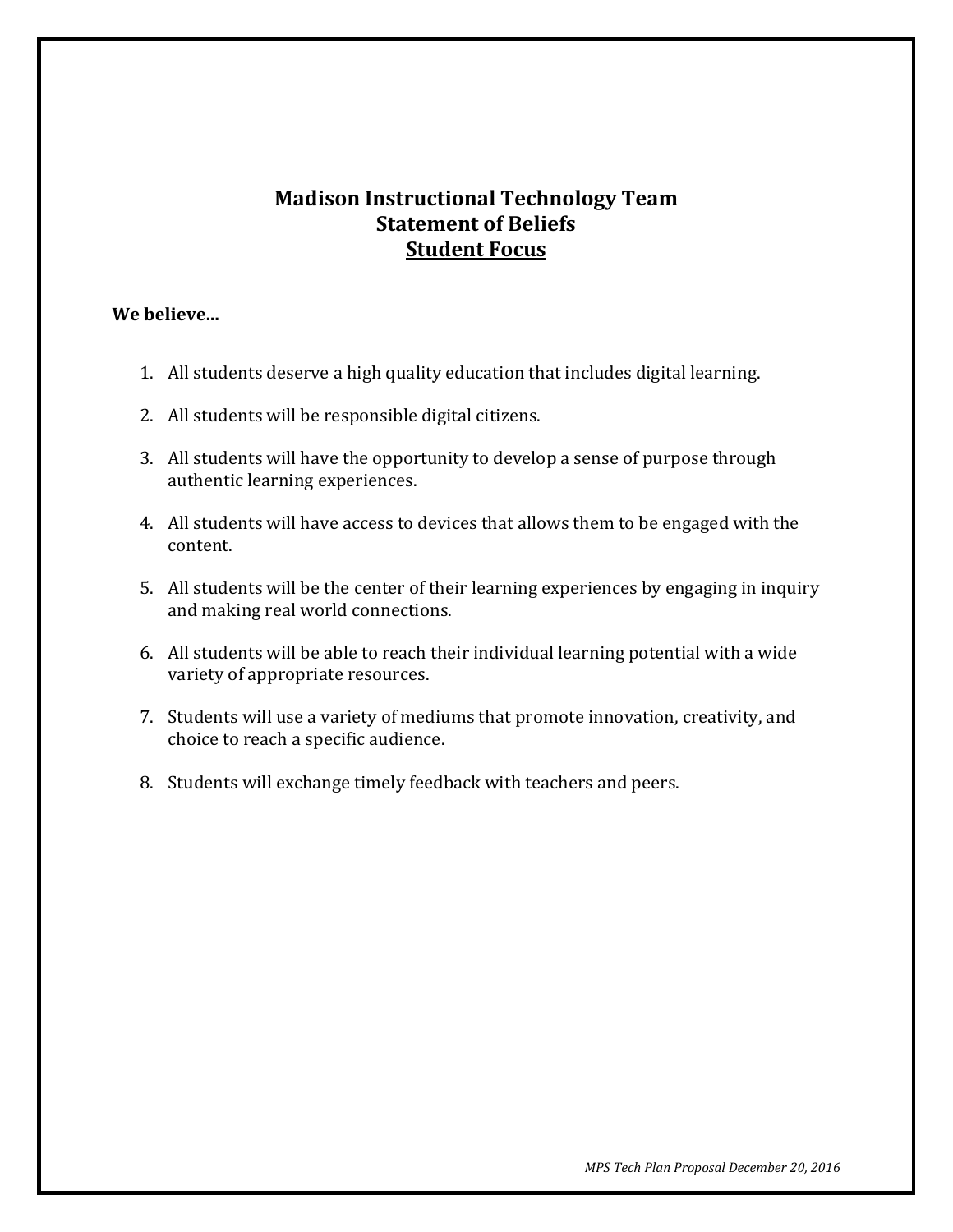# Madison Instructional Technology Team
## Statement of Beliefs
## Student Focus

**We believe...**

1. All students deserve a high quality education that includes digital learning.
2. All students will be responsible digital citizens.
3. All students will have the opportunity to develop a sense of purpose through authentic learning experiences.
4. All students will have access to devices that allows them to be engaged with the content.
5. All students will be the center of their learning experiences by engaging in inquiry and making real world connections.
6. All students will be able to reach their individual learning potential with a wide variety of appropriate resources.
7. Students will use a variety of mediums that promote innovation, creativity, and choice to reach a specific audience.
8. Students will exchange timely feedback with teachers and peers.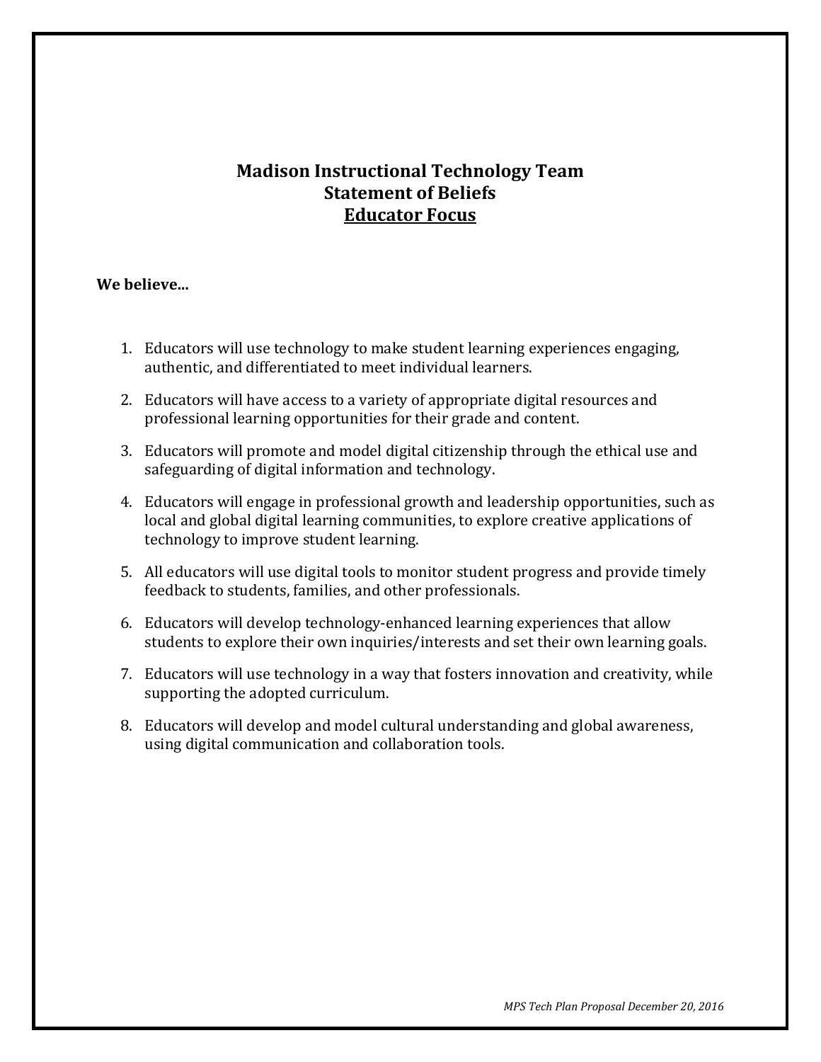# Madison Instructional Technology Team
## Statement of Beliefs
## Educator Focus

**We believe...**

1. Educators will use technology to make student learning experiences engaging, authentic, and differentiated to meet individual learners.
2. Educators will have access to a variety of appropriate digital resources and professional learning opportunities for their grade and content.
3. Educators will promote and model digital citizenship through the ethical use and safeguarding of digital information and technology.
4. Educators will engage in professional growth and leadership opportunities, such as local and global digital learning communities, to explore creative applications of technology to improve student learning.
5. All educators will use digital tools to monitor student progress and provide timely feedback to students, families, and other professionals.
6. Educators will develop technology-enhanced learning experiences that allow students to explore their own inquiries/interests and set their own learning goals.
7. Educators will use technology in a way that fosters innovation and creativity, while supporting the adopted curriculum.
8. Educators will develop and model cultural understanding and global awareness, using digital communication and collaboration tools.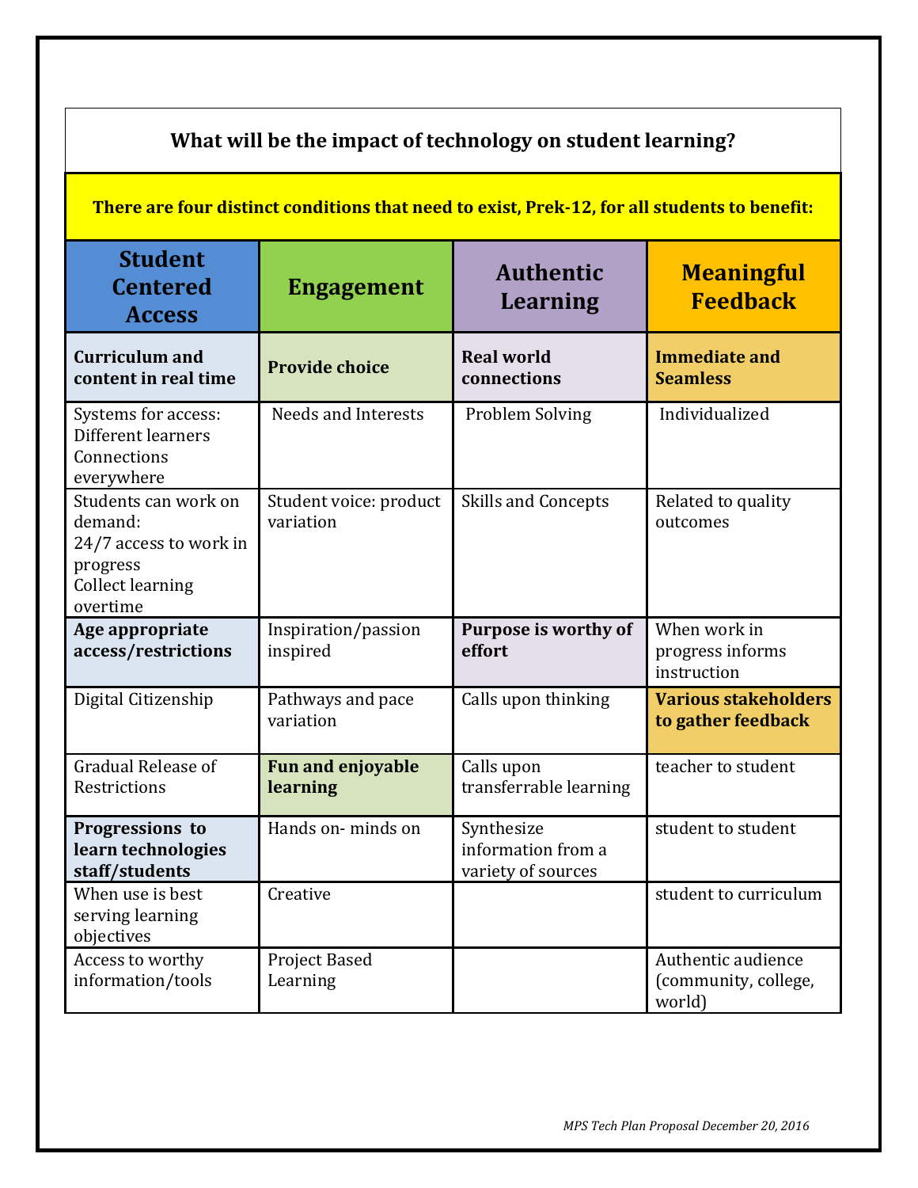**What will be the impact of technology on student learning?**

**There are four distinct conditions that need to exist, Prek-12, for all students to benefit:**

| Student Centered Access | Engagement | Authentic Learning | Meaningful Feedback |
|---|---|---|---|
| **Curriculum and content in real time** | **Provide choice** | **Real world connections** | **Immediate and Seamless** |
| Systems for access: Different learners Connections everywhere | Needs and Interests | Problem Solving | Individualized |
| Students can work on demand: 24/7 access to work in progress Collect learning overtime | Student voice: product variation | Skills and Concepts | Related to quality outcomes |
| **Age appropriate access/restrictions** | Inspiration/passion inspired | **Purpose is worthy of effort** | When work in progress informs instruction |
| Digital Citizenship | Pathways and pace variation | Calls upon thinking | **Various stakeholders to gather feedback** |
| Gradual Release of Restrictions | **Fun and enjoyable learning** | Calls upon transferrable learning | teacher to student |
| **Progressions to learn technologies staff/students** | Hands on- minds on | Synthesize information from a variety of sources | student to student |
| When use is best serving learning objectives | Creative | | student to curriculum |
| Access to worthy information/tools | Project Based Learning | | Authentic audience (community, college, world) |

*MPS Tech Plan Proposal December 20, 2016*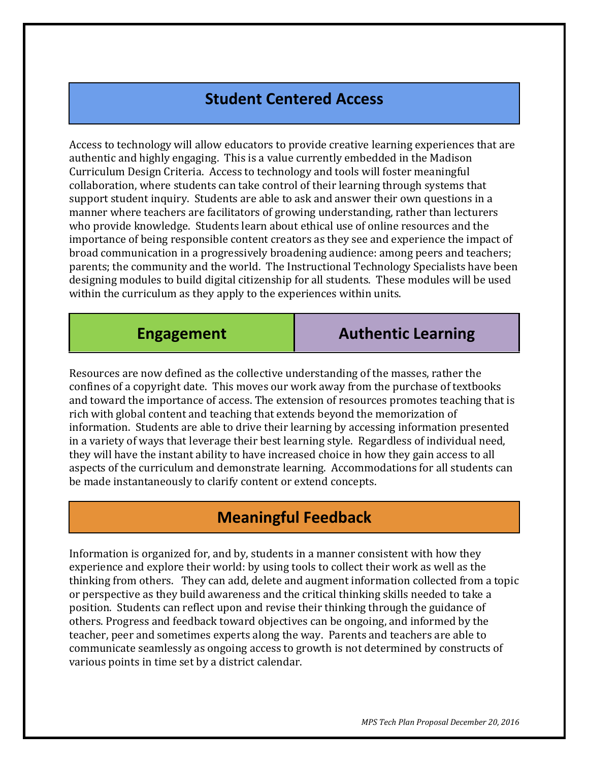## Student Centered Access

Access to technology will allow educators to provide creative learning experiences that are authentic and highly engaging. This is a value currently embedded in the Madison Curriculum Design Criteria. Access to technology and tools will foster meaningful collaboration, where students can take control of their learning through systems that support student inquiry. Students are able to ask and answer their own questions in a manner where teachers are facilitators of growing understanding, rather than lecturers who provide knowledge. Students learn about ethical use of online resources and the importance of being responsible content creators as they see and experience the impact of broad communication in a progressively broadening audience: among peers and teachers; parents; the community and the world. The Instructional Technology Specialists have been designing modules to build digital citizenship for all students. These modules will be used within the curriculum as they apply to the experiences within units.

## Engagement | Authentic Learning

Resources are now defined as the collective understanding of the masses, rather the confines of a copyright date. This moves our work away from the purchase of textbooks and toward the importance of access. The extension of resources promotes teaching that is rich with global content and teaching that extends beyond the memorization of information. Students are able to drive their learning by accessing information presented in a variety of ways that leverage their best learning style. Regardless of individual need, they will have the instant ability to have increased choice in how they gain access to all aspects of the curriculum and demonstrate learning. Accommodations for all students can be made instantaneously to clarify content or extend concepts.

## Meaningful Feedback

Information is organized for, and by, students in a manner consistent with how they experience and explore their world: by using tools to collect their work as well as the thinking from others. They can add, delete and augment information collected from a topic or perspective as they build awareness and the critical thinking skills needed to take a position. Students can reflect upon and revise their thinking through the guidance of others. Progress and feedback toward objectives can be ongoing, and informed by the teacher, peer and sometimes experts along the way. Parents and teachers are able to communicate seamlessly as ongoing access to growth is not determined by constructs of various points in time set by a district calendar.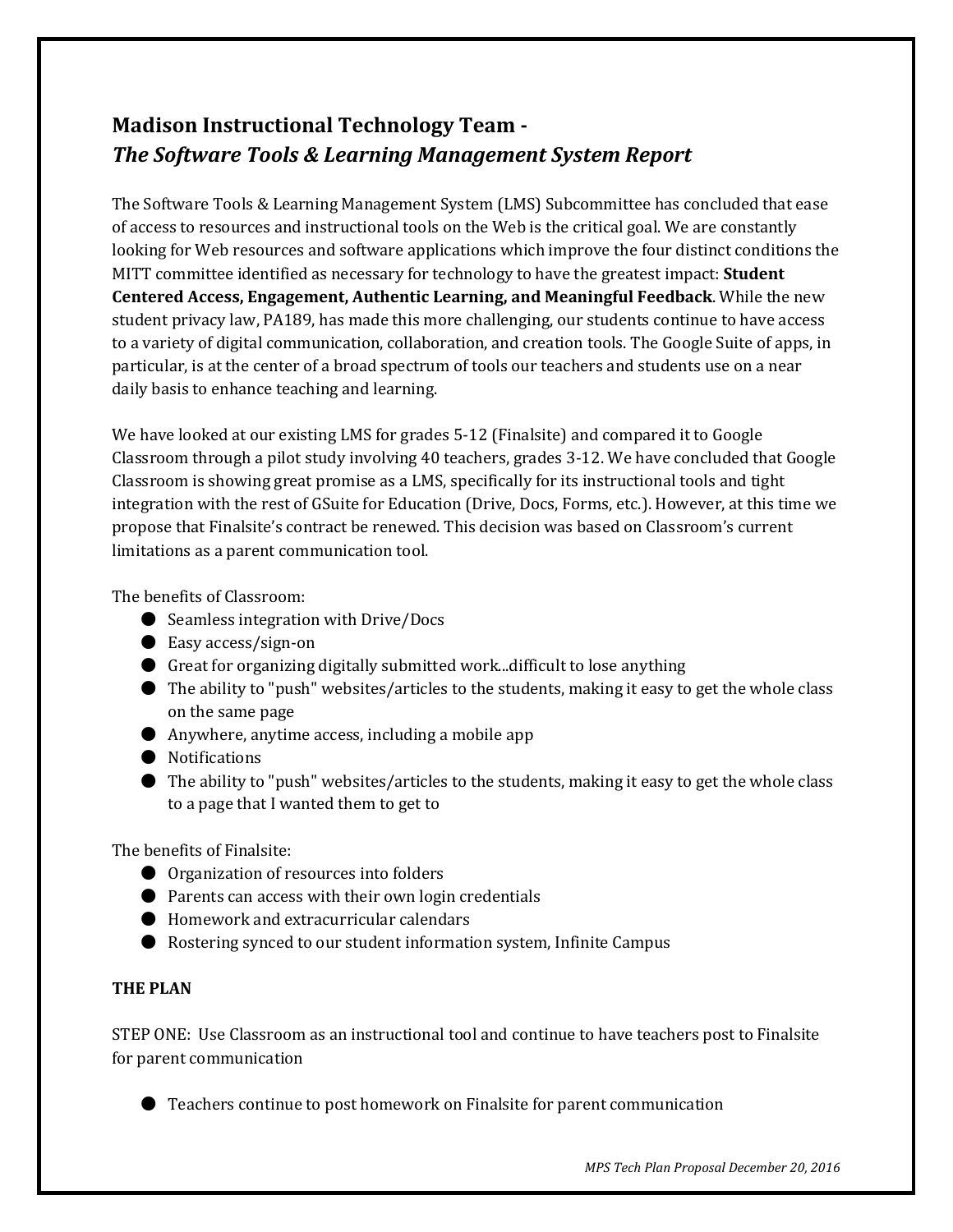## Madison Instructional Technology Team -
## *The Software Tools & Learning Management System Report*

The Software Tools & Learning Management System (LMS) Subcommittee has concluded that ease of access to resources and instructional tools on the Web is the critical goal. We are constantly looking for Web resources and software applications which improve the four distinct conditions the MITT committee identified as necessary for technology to have the greatest impact: **Student Centered Access, Engagement, Authentic Learning, and Meaningful Feedback**. While the new student privacy law, PA189, has made this more challenging, our students continue to have access to a variety of digital communication, collaboration, and creation tools. The Google Suite of apps, in particular, is at the center of a broad spectrum of tools our teachers and students use on a near daily basis to enhance teaching and learning.

We have looked at our existing LMS for grades 5-12 (Finalsite) and compared it to Google Classroom through a pilot study involving 40 teachers, grades 3-12. We have concluded that Google Classroom is showing great promise as a LMS, specifically for its instructional tools and tight integration with the rest of GSuite for Education (Drive, Docs, Forms, etc.). However, at this time we propose that Finalsite's contract be renewed. This decision was based on Classroom's current limitations as a parent communication tool.

The benefits of Classroom:

- Seamless integration with Drive/Docs
- Easy access/sign-on
- Great for organizing digitally submitted work...difficult to lose anything
- The ability to "push" websites/articles to the students, making it easy to get the whole class on the same page
- Anywhere, anytime access, including a mobile app
- Notifications
- The ability to "push" websites/articles to the students, making it easy to get the whole class to a page that I wanted them to get to

The benefits of Finalsite:

- Organization of resources into folders
- Parents can access with their own login credentials
- Homework and extracurricular calendars
- Rostering synced to our student information system, Infinite Campus

**THE PLAN**

STEP ONE: Use Classroom as an instructional tool and continue to have teachers post to Finalsite for parent communication

- Teachers continue to post homework on Finalsite for parent communication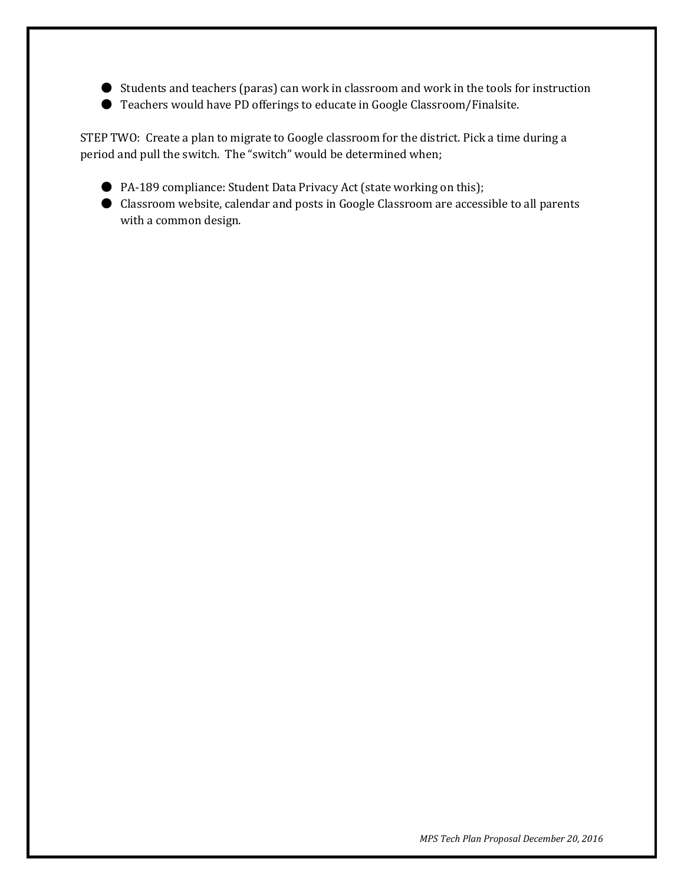- Students and teachers (paras) can work in classroom and work in the tools for instruction
- Teachers would have PD offerings to educate in Google Classroom/Finalsite.

STEP TWO: Create a plan to migrate to Google classroom for the district. Pick a time during a period and pull the switch. The "switch" would be determined when;

- PA-189 compliance: Student Data Privacy Act (state working on this);
- Classroom website, calendar and posts in Google Classroom are accessible to all parents with a common design.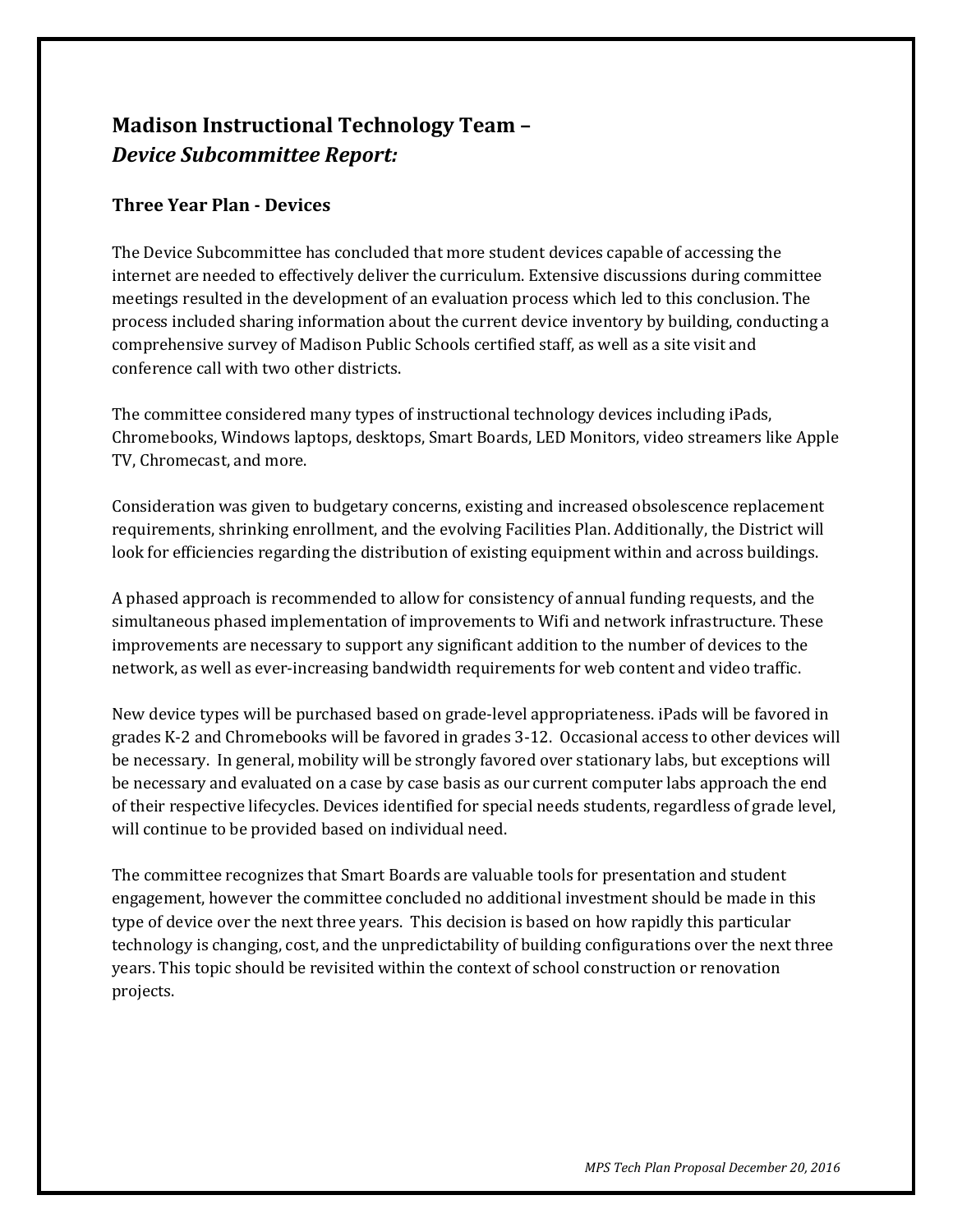## Madison Instructional Technology Team – *Device Subcommittee Report:*

### Three Year Plan - Devices

The Device Subcommittee has concluded that more student devices capable of accessing the internet are needed to effectively deliver the curriculum. Extensive discussions during committee meetings resulted in the development of an evaluation process which led to this conclusion. The process included sharing information about the current device inventory by building, conducting a comprehensive survey of Madison Public Schools certified staff, as well as a site visit and conference call with two other districts.

The committee considered many types of instructional technology devices including iPads, Chromebooks, Windows laptops, desktops, Smart Boards, LED Monitors, video streamers like Apple TV, Chromecast, and more.

Consideration was given to budgetary concerns, existing and increased obsolescence replacement requirements, shrinking enrollment, and the evolving Facilities Plan. Additionally, the District will look for efficiencies regarding the distribution of existing equipment within and across buildings.

A phased approach is recommended to allow for consistency of annual funding requests, and the simultaneous phased implementation of improvements to Wifi and network infrastructure. These improvements are necessary to support any significant addition to the number of devices to the network, as well as ever-increasing bandwidth requirements for web content and video traffic.

New device types will be purchased based on grade-level appropriateness. iPads will be favored in grades K-2 and Chromebooks will be favored in grades 3-12. Occasional access to other devices will be necessary. In general, mobility will be strongly favored over stationary labs, but exceptions will be necessary and evaluated on a case by case basis as our current computer labs approach the end of their respective lifecycles. Devices identified for special needs students, regardless of grade level, will continue to be provided based on individual need.

The committee recognizes that Smart Boards are valuable tools for presentation and student engagement, however the committee concluded no additional investment should be made in this type of device over the next three years. This decision is based on how rapidly this particular technology is changing, cost, and the unpredictability of building configurations over the next three years. This topic should be revisited within the context of school construction or renovation projects.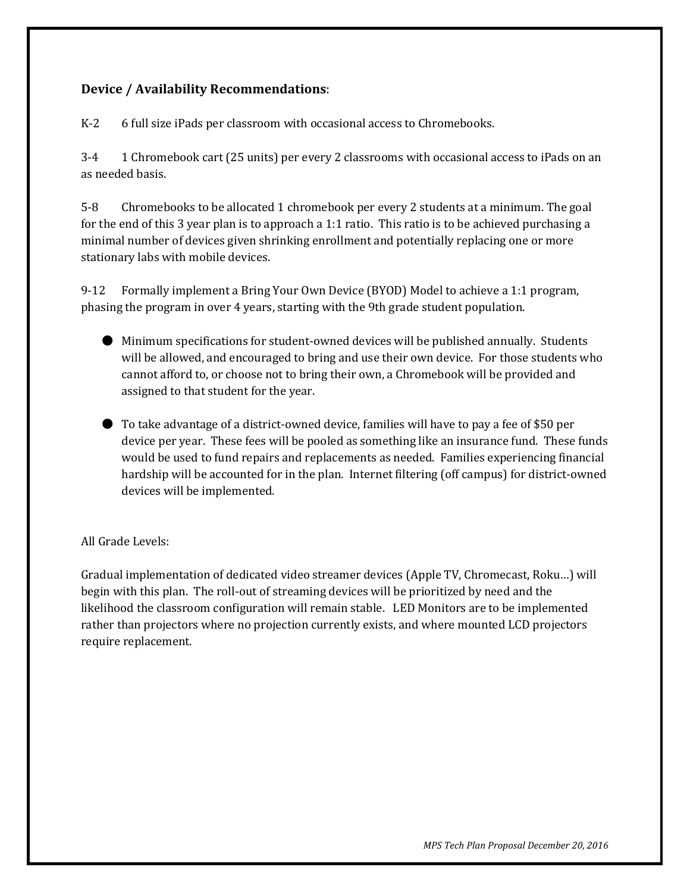**Device / Availability Recommendations**:

K-2 6 full size iPads per classroom with occasional access to Chromebooks.

3-4 1 Chromebook cart (25 units) per every 2 classrooms with occasional access to iPads on an as needed basis.

5-8 Chromebooks to be allocated 1 chromebook per every 2 students at a minimum. The goal for the end of this 3 year plan is to approach a 1:1 ratio. This ratio is to be achieved purchasing a minimal number of devices given shrinking enrollment and potentially replacing one or more stationary labs with mobile devices.

9-12 Formally implement a Bring Your Own Device (BYOD) Model to achieve a 1:1 program, phasing the program in over 4 years, starting with the 9th grade student population.

- Minimum specifications for student-owned devices will be published annually. Students will be allowed, and encouraged to bring and use their own device. For those students who cannot afford to, or choose not to bring their own, a Chromebook will be provided and assigned to that student for the year.

- To take advantage of a district-owned device, families will have to pay a fee of $50 per device per year. These fees will be pooled as something like an insurance fund. These funds would be used to fund repairs and replacements as needed. Families experiencing financial hardship will be accounted for in the plan. Internet filtering (off campus) for district-owned devices will be implemented.

All Grade Levels:

Gradual implementation of dedicated video streamer devices (Apple TV, Chromecast, Roku…) will begin with this plan. The roll-out of streaming devices will be prioritized by need and the likelihood the classroom configuration will remain stable. LED Monitors are to be implemented rather than projectors where no projection currently exists, and where mounted LCD projectors require replacement.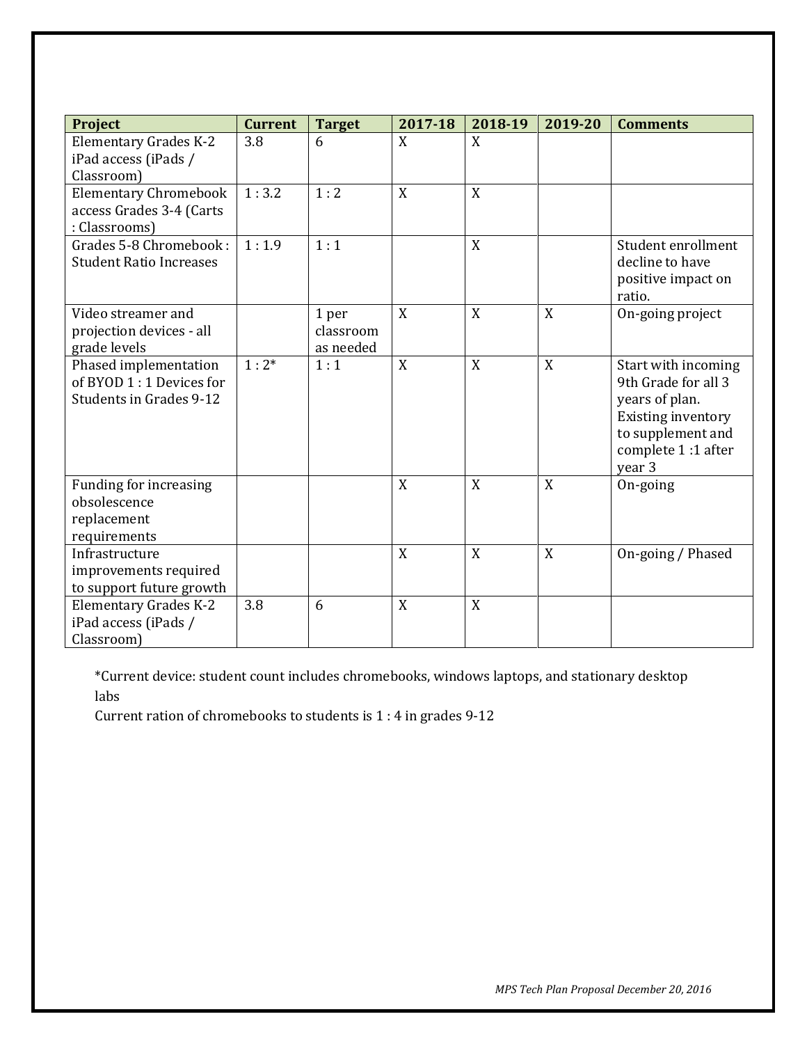| Project | Current | Target | 2017-18 | 2018-19 | 2019-20 | Comments |
|---|---|---|---|---|---|---|
| Elementary Grades K-2 iPad access (iPads / Classroom) | 3.8 | 6 | X | X | | |
| Elementary Chromebook access Grades 3-4 (Carts : Classrooms) | 1 : 3.2 | 1 : 2 | X | X | | |
| Grades 5-8 Chromebook : Student Ratio Increases | 1 : 1.9 | 1 : 1 | | X | | Student enrollment decline to have positive impact on ratio. |
| Video streamer and projection devices - all grade levels | | 1 per classroom as needed | X | X | X | On-going project |
| Phased implementation of BYOD 1 : 1 Devices for Students in Grades 9-12 | 1 : 2* | 1 : 1 | X | X | X | Start with incoming 9th Grade for all 3 years of plan. Existing inventory to supplement and complete 1 :1 after year 3 |
| Funding for increasing obsolescence replacement requirements | | | X | X | X | On-going |
| Infrastructure improvements required to support future growth | | | X | X | X | On-going / Phased |
| Elementary Grades K-2 iPad access (iPads / Classroom) | 3.8 | 6 | X | X | | |

*Current device: student count includes chromebooks, windows laptops, and stationary desktop labs

Current ration of chromebooks to students is 1 : 4 in grades 9-12